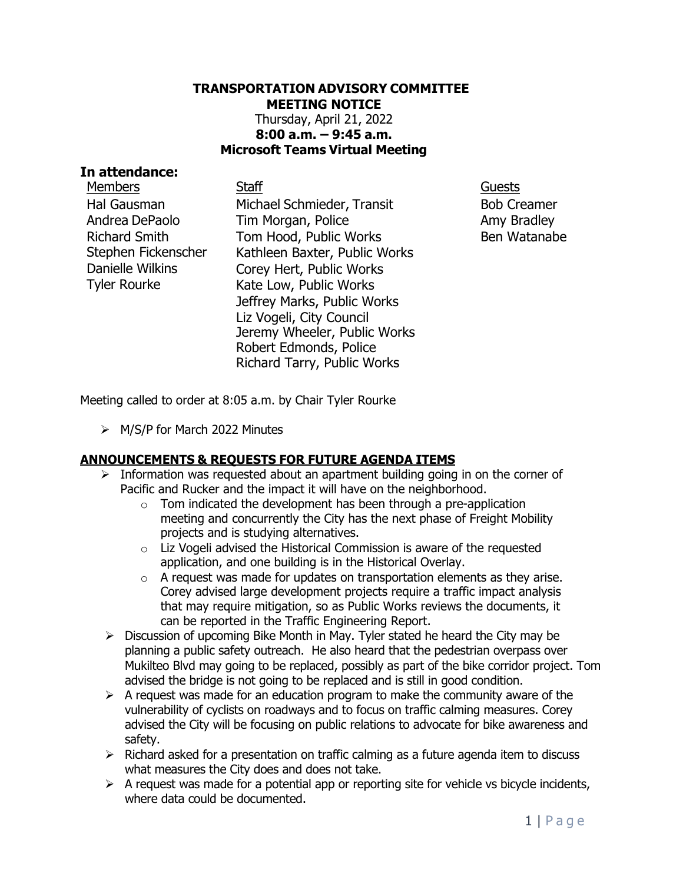# TRANSPORTATION ADVISORY COMMITTEE
## MEETING NOTICE

Thursday, April 21, 2022
**8:00 a.m. – 9:45 a.m.**
**Microsoft Teams Virtual Meeting**

## In attendance:

| Members | Staff | Guests |
|---|---|---|
| Hal Gausman | Michael Schmieder, Transit | Bob Creamer |
| Andrea DePaolo | Tim Morgan, Police | Amy Bradley |
| Richard Smith | Tom Hood, Public Works | Ben Watanabe |
| Stephen Fickenscher | Kathleen Baxter, Public Works | |
| Danielle Wilkins | Corey Hert, Public Works | |
| Tyler Rourke | Kate Low, Public Works | |
| | Jeffrey Marks, Public Works | |
| | Liz Vogeli, City Council | |
| | Jeremy Wheeler, Public Works | |
| | Robert Edmonds, Police | |
| | Richard Tarry, Public Works | |

Meeting called to order at 8:05 a.m. by Chair Tyler Rourke

- M/S/P for March 2022 Minutes

## ANNOUNCEMENTS & REQUESTS FOR FUTURE AGENDA ITEMS

- Information was requested about an apartment building going in on the corner of Pacific and Rucker and the impact it will have on the neighborhood.
  - Tom indicated the development has been through a pre-application meeting and concurrently the City has the next phase of Freight Mobility projects and is studying alternatives.
  - Liz Vogeli advised the Historical Commission is aware of the requested application, and one building is in the Historical Overlay.
  - A request was made for updates on transportation elements as they arise. Corey advised large development projects require a traffic impact analysis that may require mitigation, so as Public Works reviews the documents, it can be reported in the Traffic Engineering Report.
- Discussion of upcoming Bike Month in May. Tyler stated he heard the City may be planning a public safety outreach. He also heard that the pedestrian overpass over Mukilteo Blvd may going to be replaced, possibly as part of the bike corridor project. Tom advised the bridge is not going to be replaced and is still in good condition.
- A request was made for an education program to make the community aware of the vulnerability of cyclists on roadways and to focus on traffic calming measures. Corey advised the City will be focusing on public relations to advocate for bike awareness and safety.
- Richard asked for a presentation on traffic calming as a future agenda item to discuss what measures the City does and does not take.
- A request was made for a potential app or reporting site for vehicle vs bicycle incidents, where data could be documented.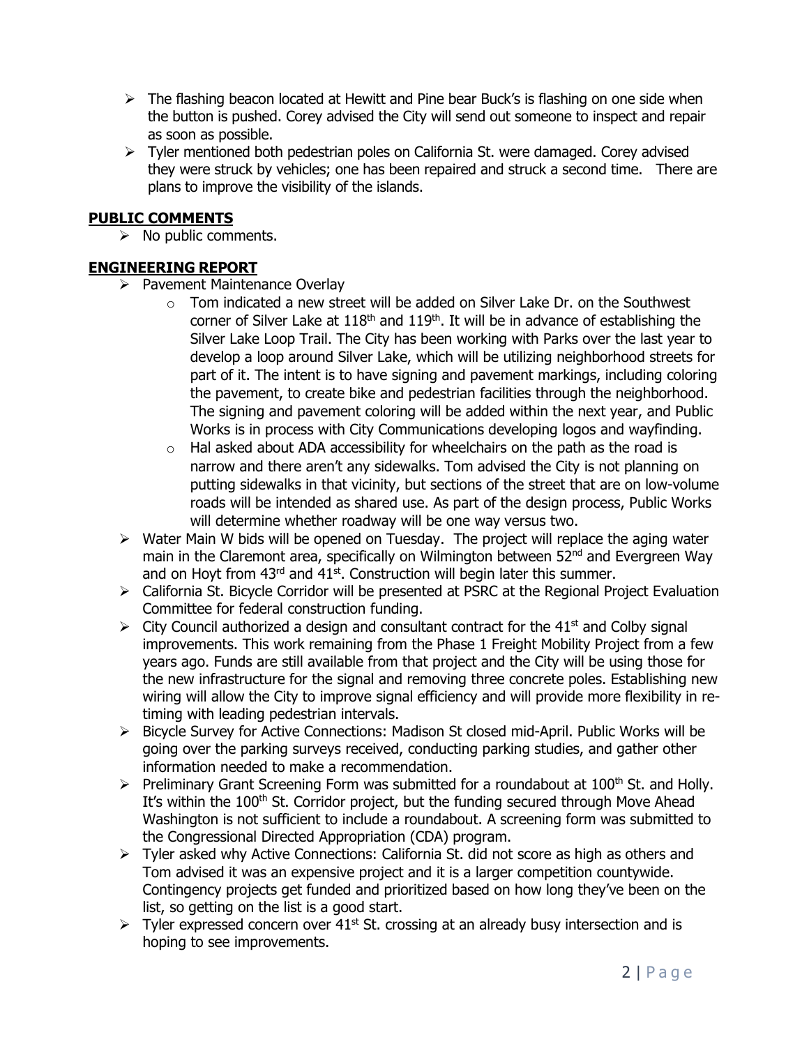- The flashing beacon located at Hewitt and Pine bear Buck's is flashing on one side when the button is pushed. Corey advised the City will send out someone to inspect and repair as soon as possible.
- Tyler mentioned both pedestrian poles on California St. were damaged. Corey advised they were struck by vehicles; one has been repaired and struck a second time. There are plans to improve the visibility of the islands.

## PUBLIC COMMENTS

- No public comments.

## ENGINEERING REPORT

- Pavement Maintenance Overlay
  - Tom indicated a new street will be added on Silver Lake Dr. on the Southwest corner of Silver Lake at 118th and 119th. It will be in advance of establishing the Silver Lake Loop Trail. The City has been working with Parks over the last year to develop a loop around Silver Lake, which will be utilizing neighborhood streets for part of it. The intent is to have signing and pavement markings, including coloring the pavement, to create bike and pedestrian facilities through the neighborhood. The signing and pavement coloring will be added within the next year, and Public Works is in process with City Communications developing logos and wayfinding.
  - Hal asked about ADA accessibility for wheelchairs on the path as the road is narrow and there aren't any sidewalks. Tom advised the City is not planning on putting sidewalks in that vicinity, but sections of the street that are on low-volume roads will be intended as shared use. As part of the design process, Public Works will determine whether roadway will be one way versus two.
- Water Main W bids will be opened on Tuesday. The project will replace the aging water main in the Claremont area, specifically on Wilmington between 52nd and Evergreen Way and on Hoyt from 43rd and 41st. Construction will begin later this summer.
- California St. Bicycle Corridor will be presented at PSRC at the Regional Project Evaluation Committee for federal construction funding.
- City Council authorized a design and consultant contract for the 41st and Colby signal improvements. This work remaining from the Phase 1 Freight Mobility Project from a few years ago. Funds are still available from that project and the City will be using those for the new infrastructure for the signal and removing three concrete poles. Establishing new wiring will allow the City to improve signal efficiency and will provide more flexibility in re-timing with leading pedestrian intervals.
- Bicycle Survey for Active Connections: Madison St closed mid-April. Public Works will be going over the parking surveys received, conducting parking studies, and gather other information needed to make a recommendation.
- Preliminary Grant Screening Form was submitted for a roundabout at 100th St. and Holly. It's within the 100th St. Corridor project, but the funding secured through Move Ahead Washington is not sufficient to include a roundabout. A screening form was submitted to the Congressional Directed Appropriation (CDA) program.
- Tyler asked why Active Connections: California St. did not score as high as others and Tom advised it was an expensive project and it is a larger competition countywide. Contingency projects get funded and prioritized based on how long they've been on the list, so getting on the list is a good start.
- Tyler expressed concern over 41st St. crossing at an already busy intersection and is hoping to see improvements.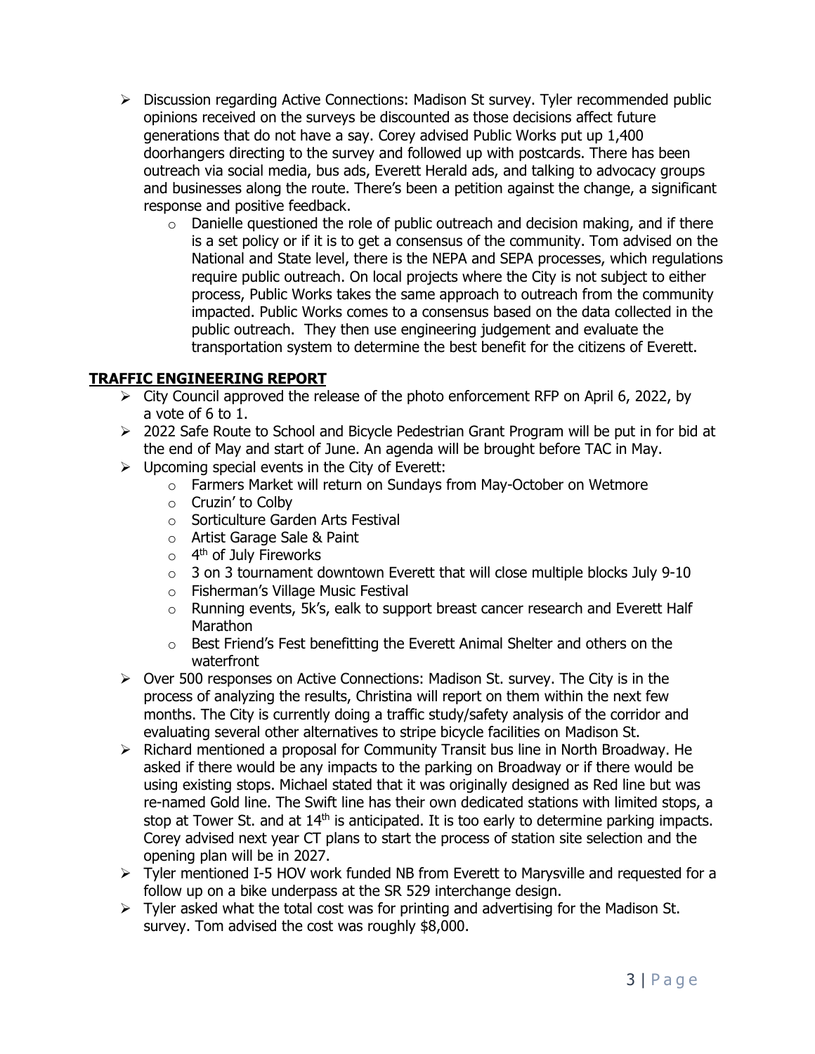- Discussion regarding Active Connections: Madison St survey. Tyler recommended public opinions received on the surveys be discounted as those decisions affect future generations that do not have a say. Corey advised Public Works put up 1,400 doorhangers directing to the survey and followed up with postcards. There has been outreach via social media, bus ads, Everett Herald ads, and talking to advocacy groups and businesses along the route. There's been a petition against the change, a significant response and positive feedback.
  - Danielle questioned the role of public outreach and decision making, and if there is a set policy or if it is to get a consensus of the community. Tom advised on the National and State level, there is the NEPA and SEPA processes, which regulations require public outreach. On local projects where the City is not subject to either process, Public Works takes the same approach to outreach from the community impacted. Public Works comes to a consensus based on the data collected in the public outreach. They then use engineering judgement and evaluate the transportation system to determine the best benefit for the citizens of Everett.

## TRAFFIC ENGINEERING REPORT

- City Council approved the release of the photo enforcement RFP on April 6, 2022, by a vote of 6 to 1.
- 2022 Safe Route to School and Bicycle Pedestrian Grant Program will be put in for bid at the end of May and start of June. An agenda will be brought before TAC in May.
- Upcoming special events in the City of Everett:
  - Farmers Market will return on Sundays from May-October on Wetmore
  - Cruzin' to Colby
  - Sorticulture Garden Arts Festival
  - Artist Garage Sale & Paint
  - 4th of July Fireworks
  - 3 on 3 tournament downtown Everett that will close multiple blocks July 9-10
  - Fisherman's Village Music Festival
  - Running events, 5k's, ealk to support breast cancer research and Everett Half Marathon
  - Best Friend's Fest benefitting the Everett Animal Shelter and others on the waterfront
- Over 500 responses on Active Connections: Madison St. survey. The City is in the process of analyzing the results, Christina will report on them within the next few months. The City is currently doing a traffic study/safety analysis of the corridor and evaluating several other alternatives to stripe bicycle facilities on Madison St.
- Richard mentioned a proposal for Community Transit bus line in North Broadway. He asked if there would be any impacts to the parking on Broadway or if there would be using existing stops. Michael stated that it was originally designed as Red line but was re-named Gold line. The Swift line has their own dedicated stations with limited stops, a stop at Tower St. and at 14th is anticipated. It is too early to determine parking impacts. Corey advised next year CT plans to start the process of station site selection and the opening plan will be in 2027.
- Tyler mentioned I-5 HOV work funded NB from Everett to Marysville and requested for a follow up on a bike underpass at the SR 529 interchange design.
- Tyler asked what the total cost was for printing and advertising for the Madison St. survey. Tom advised the cost was roughly $8,000.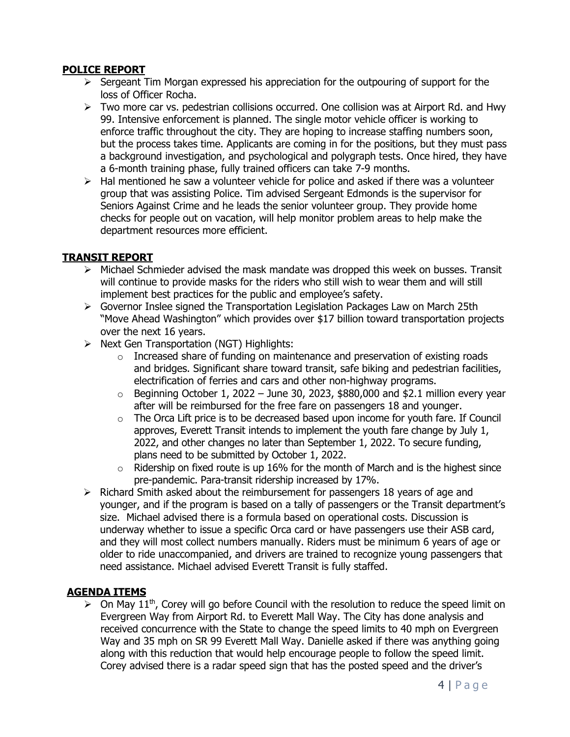## POLICE REPORT

- Sergeant Tim Morgan expressed his appreciation for the outpouring of support for the loss of Officer Rocha.
- Two more car vs. pedestrian collisions occurred. One collision was at Airport Rd. and Hwy 99. Intensive enforcement is planned. The single motor vehicle officer is working to enforce traffic throughout the city. They are hoping to increase staffing numbers soon, but the process takes time. Applicants are coming in for the positions, but they must pass a background investigation, and psychological and polygraph tests. Once hired, they have a 6-month training phase, fully trained officers can take 7-9 months.
- Hal mentioned he saw a volunteer vehicle for police and asked if there was a volunteer group that was assisting Police. Tim advised Sergeant Edmonds is the supervisor for Seniors Against Crime and he leads the senior volunteer group. They provide home checks for people out on vacation, will help monitor problem areas to help make the department resources more efficient.

## TRANSIT REPORT

- Michael Schmieder advised the mask mandate was dropped this week on busses. Transit will continue to provide masks for the riders who still wish to wear them and will still implement best practices for the public and employee's safety.
- Governor Inslee signed the Transportation Legislation Packages Law on March 25th "Move Ahead Washington" which provides over $17 billion toward transportation projects over the next 16 years.
- Next Gen Transportation (NGT) Highlights:
  - Increased share of funding on maintenance and preservation of existing roads and bridges. Significant share toward transit, safe biking and pedestrian facilities, electrification of ferries and cars and other non-highway programs.
  - Beginning October 1, 2022 – June 30, 2023, $880,000 and $2.1 million every year after will be reimbursed for the free fare on passengers 18 and younger.
  - The Orca Lift price is to be decreased based upon income for youth fare. If Council approves, Everett Transit intends to implement the youth fare change by July 1, 2022, and other changes no later than September 1, 2022. To secure funding, plans need to be submitted by October 1, 2022.
  - Ridership on fixed route is up 16% for the month of March and is the highest since pre-pandemic. Para-transit ridership increased by 17%.
- Richard Smith asked about the reimbursement for passengers 18 years of age and younger, and if the program is based on a tally of passengers or the Transit department's size. Michael advised there is a formula based on operational costs. Discussion is underway whether to issue a specific Orca card or have passengers use their ASB card, and they will most collect numbers manually. Riders must be minimum 6 years of age or older to ride unaccompanied, and drivers are trained to recognize young passengers that need assistance. Michael advised Everett Transit is fully staffed.

## AGENDA ITEMS

- On May 11th, Corey will go before Council with the resolution to reduce the speed limit on Evergreen Way from Airport Rd. to Everett Mall Way. The City has done analysis and received concurrence with the State to change the speed limits to 40 mph on Evergreen Way and 35 mph on SR 99 Everett Mall Way. Danielle asked if there was anything going along with this reduction that would help encourage people to follow the speed limit. Corey advised there is a radar speed sign that has the posted speed and the driver's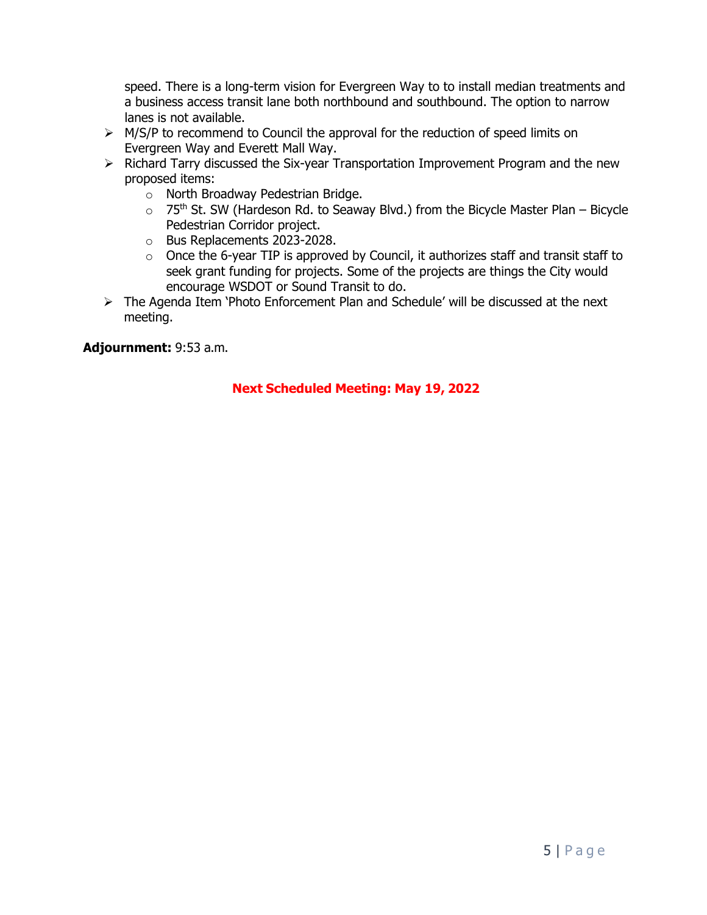speed. There is a long-term vision for Evergreen Way to to install median treatments and a business access transit lane both northbound and southbound. The option to narrow lanes is not available.

- M/S/P to recommend to Council the approval for the reduction of speed limits on Evergreen Way and Everett Mall Way.
- Richard Tarry discussed the Six-year Transportation Improvement Program and the new proposed items:
  - North Broadway Pedestrian Bridge.
  - 75th St. SW (Hardeson Rd. to Seaway Blvd.) from the Bicycle Master Plan – Bicycle Pedestrian Corridor project.
  - Bus Replacements 2023-2028.
  - Once the 6-year TIP is approved by Council, it authorizes staff and transit staff to seek grant funding for projects. Some of the projects are things the City would encourage WSDOT or Sound Transit to do.
- The Agenda Item 'Photo Enforcement Plan and Schedule' will be discussed at the next meeting.

**Adjournment:** 9:53 a.m.

**Next Scheduled Meeting: May 19, 2022**